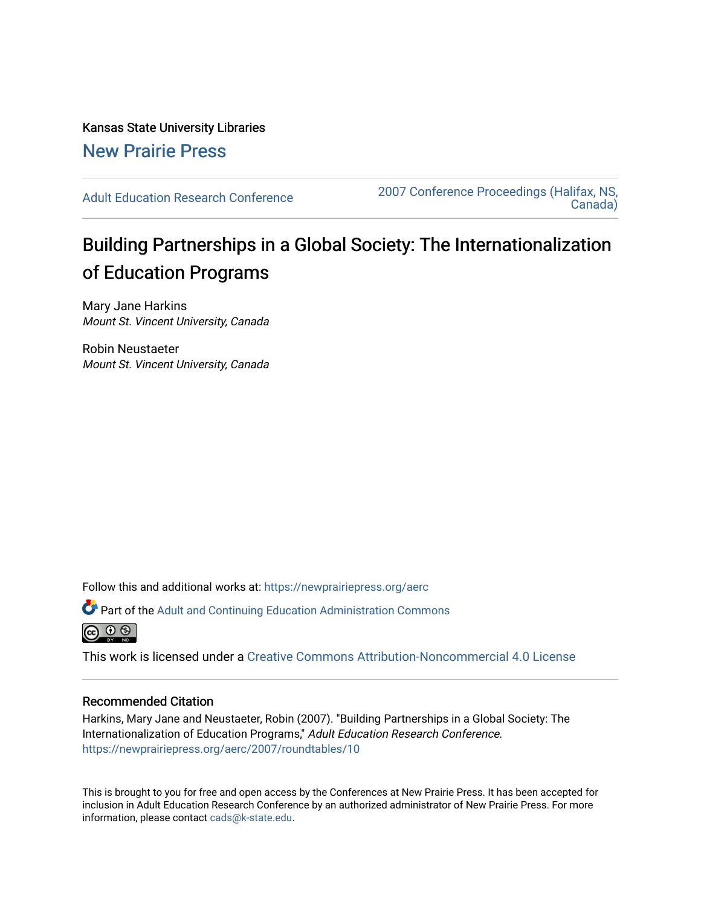Kansas State University Libraries

New Prairie Press

Adult Education Research Conference

2007 Conference Proceedings (Halifax, NS, Canada)

# Building Partnerships in a Global Society: The Internationalization of Education Programs

Mary Jane Harkins
*Mount St. Vincent University, Canada*

Robin Neustaeter
*Mount St. Vincent University, Canada*

Follow this and additional works at: https://newprairiepress.org/aerc

Part of the Adult and Continuing Education Administration Commons

This work is licensed under a Creative Commons Attribution-Noncommercial 4.0 License

## Recommended Citation

Harkins, Mary Jane and Neustaeter, Robin (2007). "Building Partnerships in a Global Society: The Internationalization of Education Programs," *Adult Education Research Conference*. https://newprairiepress.org/aerc/2007/roundtables/10

This is brought to you for free and open access by the Conferences at New Prairie Press. It has been accepted for inclusion in Adult Education Research Conference by an authorized administrator of New Prairie Press. For more information, please contact cads@k-state.edu.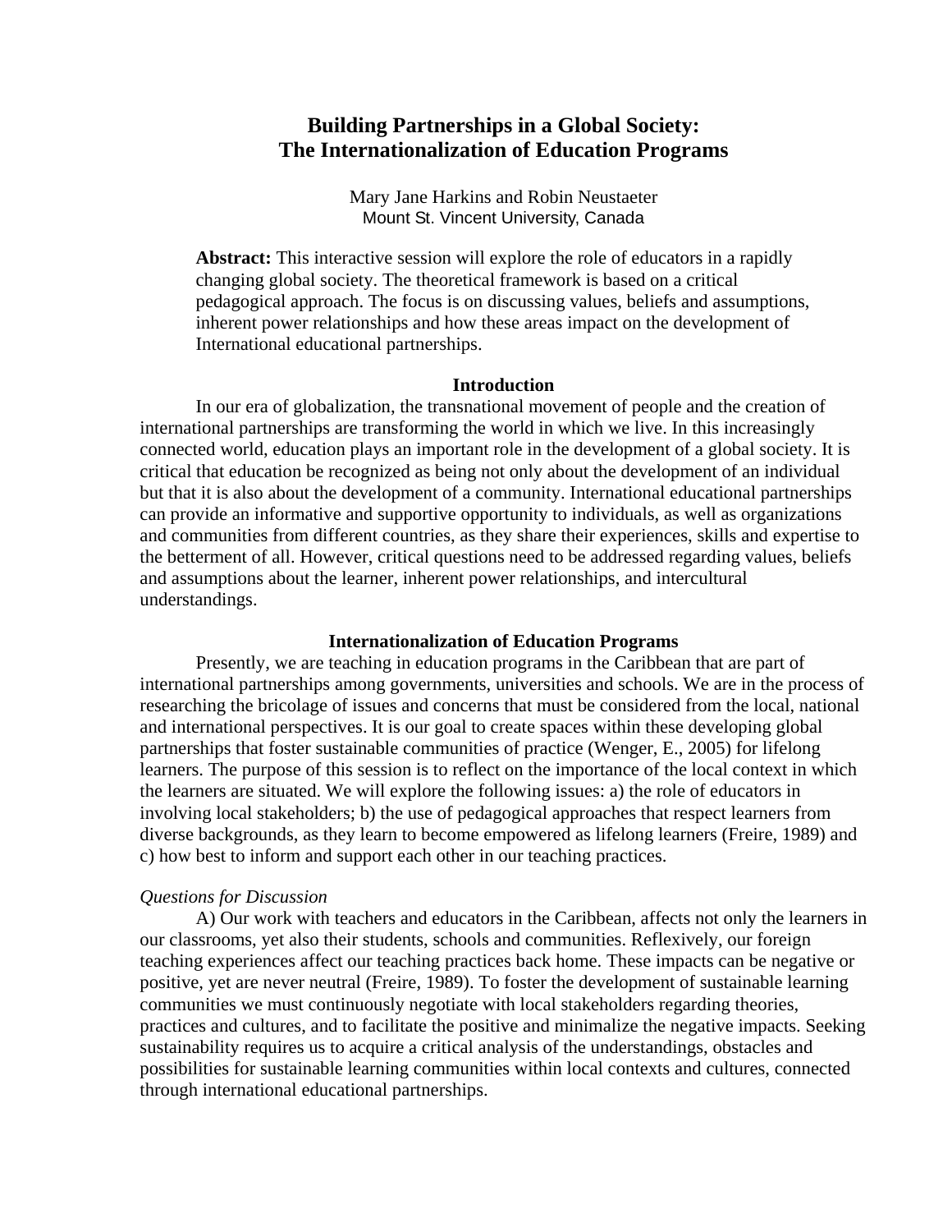# Building Partnerships in a Global Society: The Internationalization of Education Programs

Mary Jane Harkins and Robin Neustaeter
Mount St. Vincent University, Canada

**Abstract:** This interactive session will explore the role of educators in a rapidly changing global society. The theoretical framework is based on a critical pedagogical approach. The focus is on discussing values, beliefs and assumptions, inherent power relationships and how these areas impact on the development of International educational partnerships.

## Introduction

In our era of globalization, the transnational movement of people and the creation of international partnerships are transforming the world in which we live. In this increasingly connected world, education plays an important role in the development of a global society. It is critical that education be recognized as being not only about the development of an individual but that it is also about the development of a community. International educational partnerships can provide an informative and supportive opportunity to individuals, as well as organizations and communities from different countries, as they share their experiences, skills and expertise to the betterment of all. However, critical questions need to be addressed regarding values, beliefs and assumptions about the learner, inherent power relationships, and intercultural understandings.

## Internationalization of Education Programs

Presently, we are teaching in education programs in the Caribbean that are part of international partnerships among governments, universities and schools. We are in the process of researching the bricolage of issues and concerns that must be considered from the local, national and international perspectives. It is our goal to create spaces within these developing global partnerships that foster sustainable communities of practice (Wenger, E., 2005) for lifelong learners. The purpose of this session is to reflect on the importance of the local context in which the learners are situated. We will explore the following issues: a) the role of educators in involving local stakeholders; b) the use of pedagogical approaches that respect learners from diverse backgrounds, as they learn to become empowered as lifelong learners (Freire, 1989) and c) how best to inform and support each other in our teaching practices.

### *Questions for Discussion*

A) Our work with teachers and educators in the Caribbean, affects not only the learners in our classrooms, yet also their students, schools and communities. Reflexively, our foreign teaching experiences affect our teaching practices back home. These impacts can be negative or positive, yet are never neutral (Freire, 1989). To foster the development of sustainable learning communities we must continuously negotiate with local stakeholders regarding theories, practices and cultures, and to facilitate the positive and minimalize the negative impacts. Seeking sustainability requires us to acquire a critical analysis of the understandings, obstacles and possibilities for sustainable learning communities within local contexts and cultures, connected through international educational partnerships.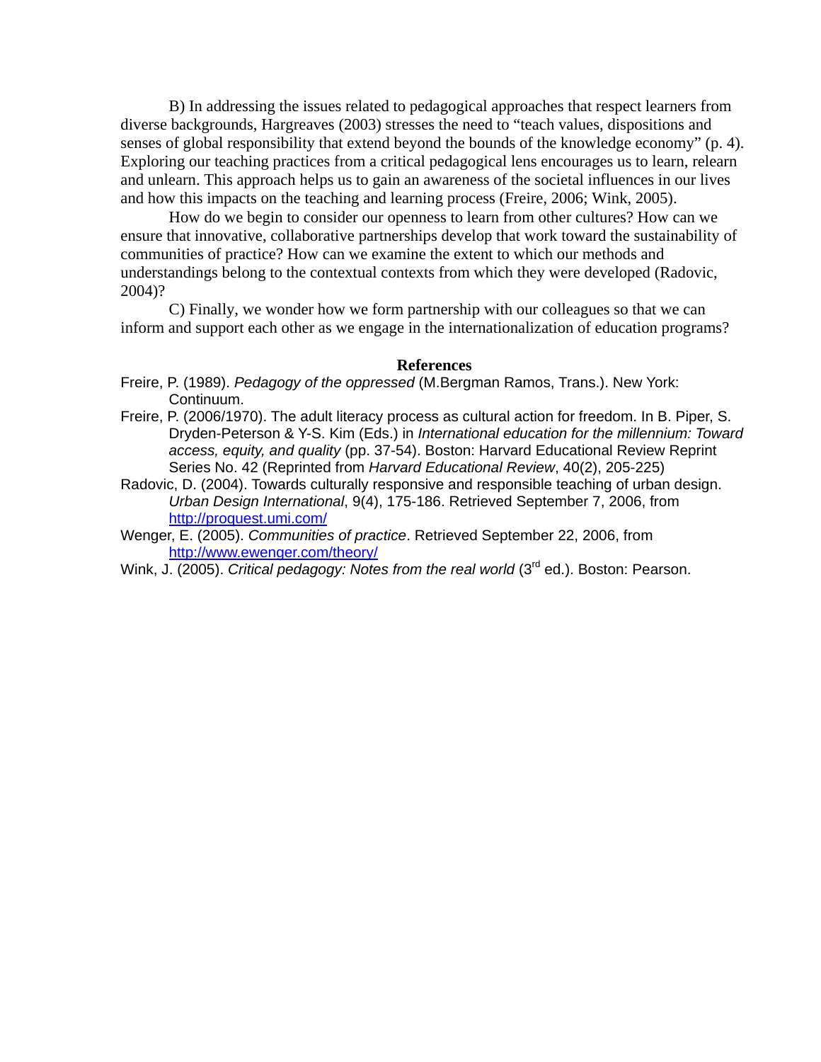B) In addressing the issues related to pedagogical approaches that respect learners from diverse backgrounds, Hargreaves (2003) stresses the need to "teach values, dispositions and senses of global responsibility that extend beyond the bounds of the knowledge economy" (p. 4). Exploring our teaching practices from a critical pedagogical lens encourages us to learn, relearn and unlearn. This approach helps us to gain an awareness of the societal influences in our lives and how this impacts on the teaching and learning process (Freire, 2006; Wink, 2005).

How do we begin to consider our openness to learn from other cultures? How can we ensure that innovative, collaborative partnerships develop that work toward the sustainability of communities of practice? How can we examine the extent to which our methods and understandings belong to the contextual contexts from which they were developed (Radovic, 2004)?

C) Finally, we wonder how we form partnership with our colleagues so that we can inform and support each other as we engage in the internationalization of education programs?

**References**

Freire, P. (1989). *Pedagogy of the oppressed* (M.Bergman Ramos, Trans.). New York: Continuum.

Freire, P. (2006/1970). The adult literacy process as cultural action for freedom. In B. Piper, S. Dryden-Peterson & Y-S. Kim (Eds.) in *International education for the millennium: Toward access, equity, and quality* (pp. 37-54). Boston: Harvard Educational Review Reprint Series No. 42 (Reprinted from *Harvard Educational Review*, 40(2), 205-225)

Radovic, D. (2004). Towards culturally responsive and responsible teaching of urban design. *Urban Design International*, 9(4), 175-186. Retrieved September 7, 2006, from http://proquest.umi.com/

Wenger, E. (2005). *Communities of practice*. Retrieved September 22, 2006, from http://www.ewenger.com/theory/

Wink, J. (2005). *Critical pedagogy: Notes from the real world* (3rd ed.). Boston: Pearson.